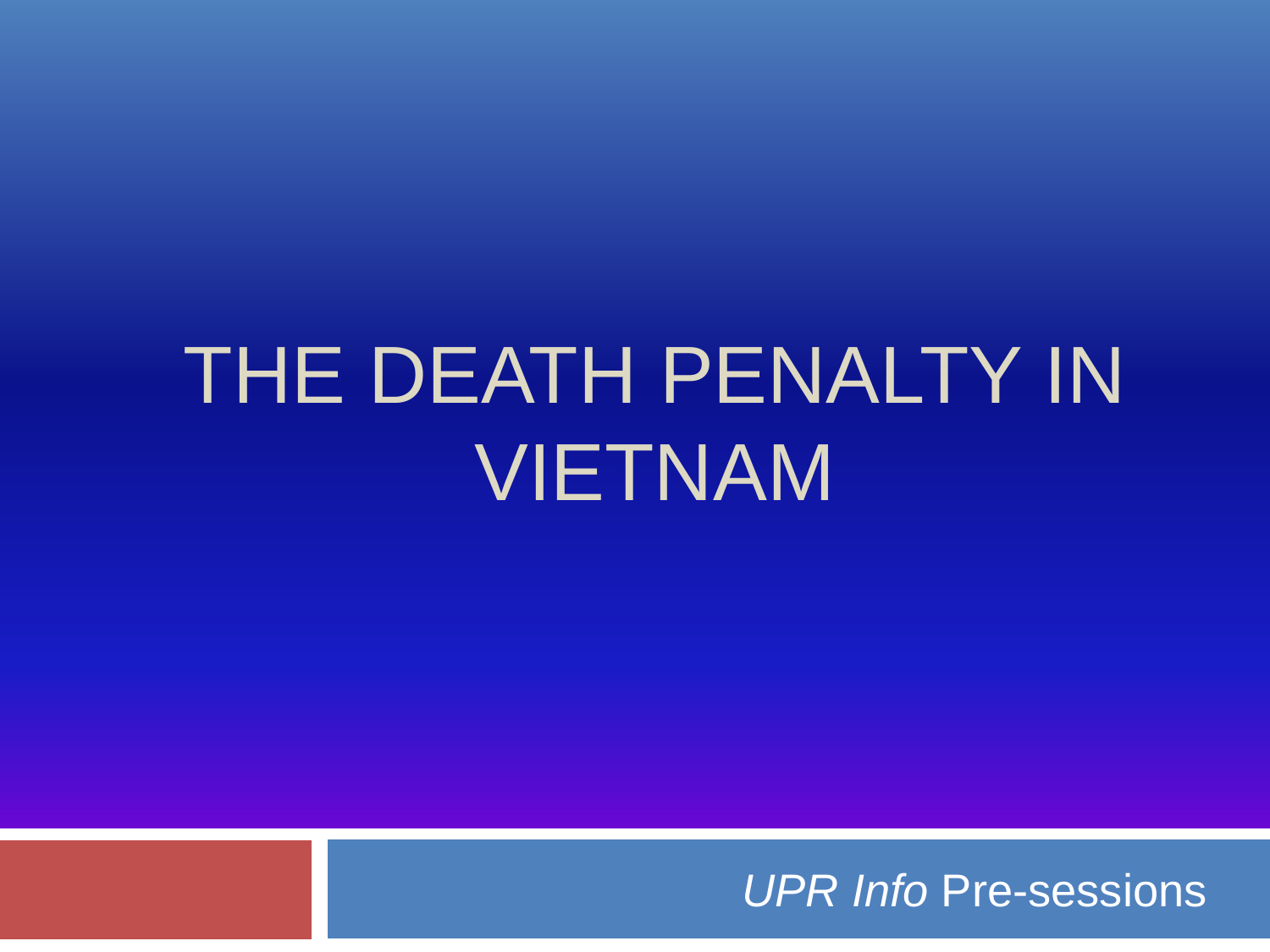# THE DEATH PENALTY IN VIETNAM

*UPR Info* Pre-sessions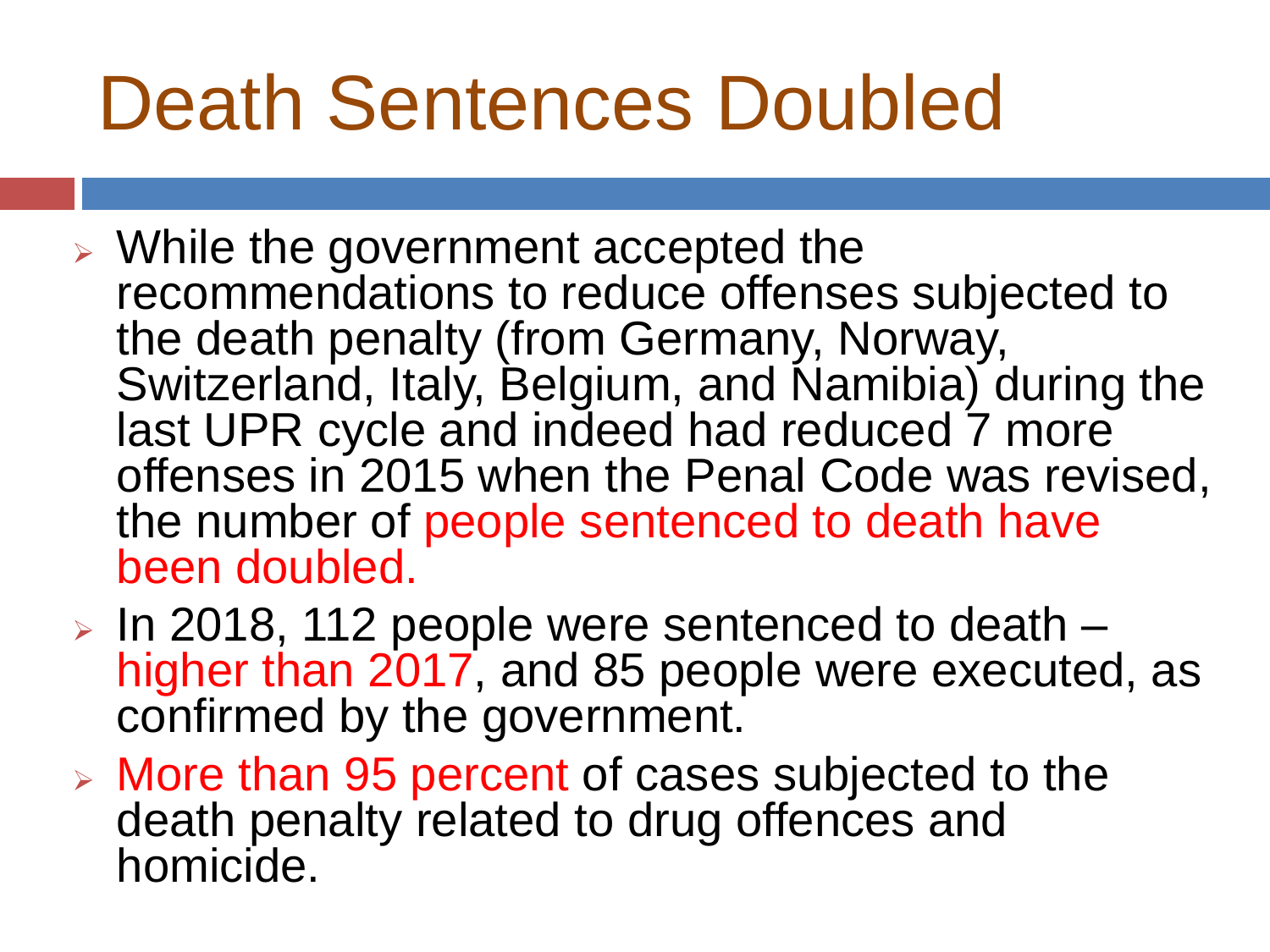# Death Sentences Doubled

- While the government accepted the recommendations to reduce offenses subjected to the death penalty (from Germany, Norway, Switzerland, Italy, Belgium, and Namibia) during the last UPR cycle and indeed had reduced 7 more offenses in 2015 when the Penal Code was revised, the number of people sentenced to death have been doubled.
- In 2018, 112 people were sentenced to death – higher than 2017, and 85 people were executed, as confirmed by the government.
- More than 95 percent of cases subjected to the death penalty related to drug offences and homicide.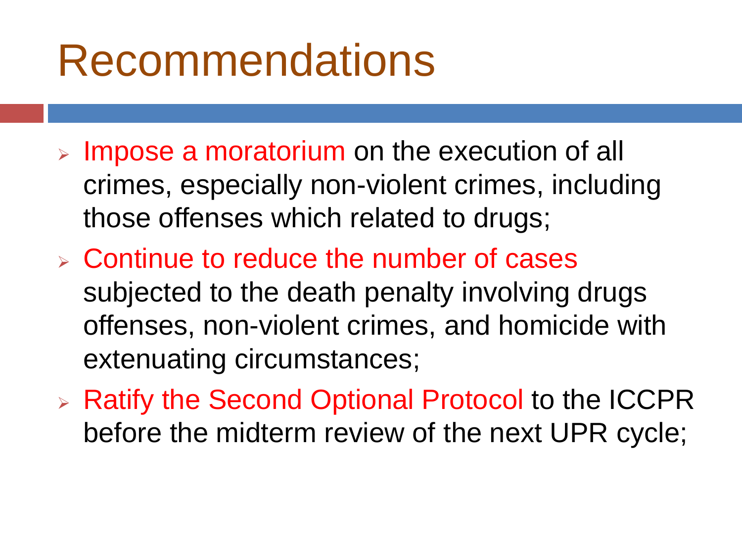# Recommendations

- Impose a moratorium on the execution of all crimes, especially non-violent crimes, including those offenses which related to drugs;
- Continue to reduce the number of cases subjected to the death penalty involving drugs offenses, non-violent crimes, and homicide with extenuating circumstances;
- Ratify the Second Optional Protocol to the ICCPR before the midterm review of the next UPR cycle;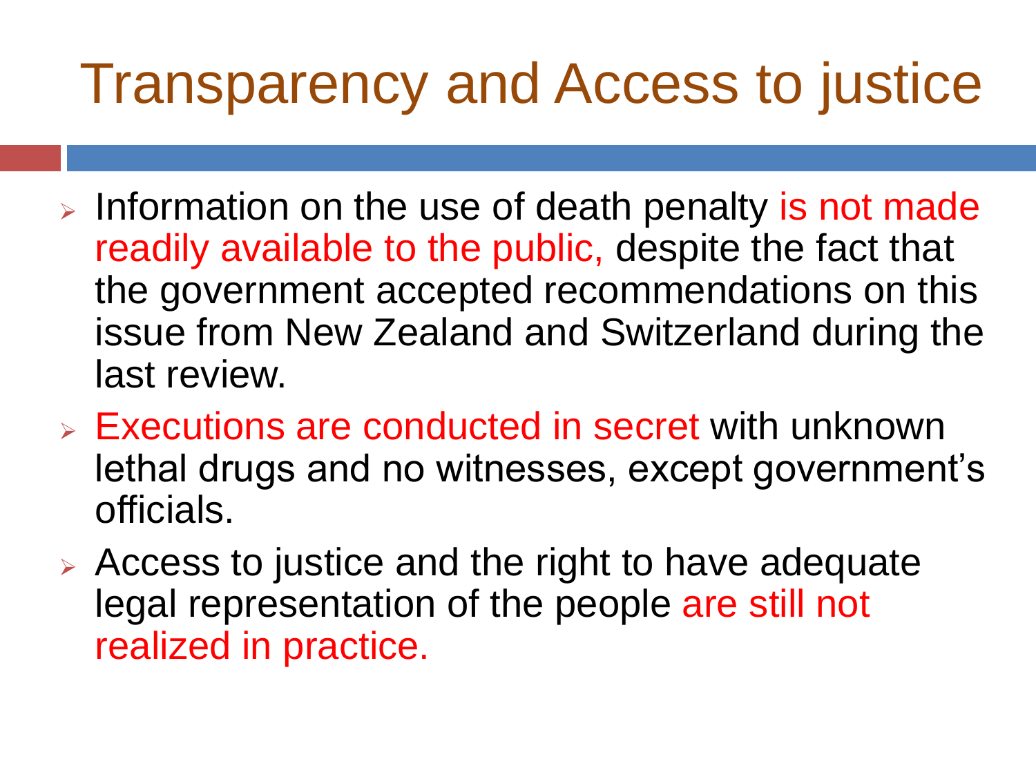# Transparency and Access to justice

- Information on the use of death penalty is not made readily available to the public, despite the fact that the government accepted recommendations on this issue from New Zealand and Switzerland during the last review.
- Executions are conducted in secret with unknown lethal drugs and no witnesses, except government's officials.
- Access to justice and the right to have adequate legal representation of the people are still not realized in practice.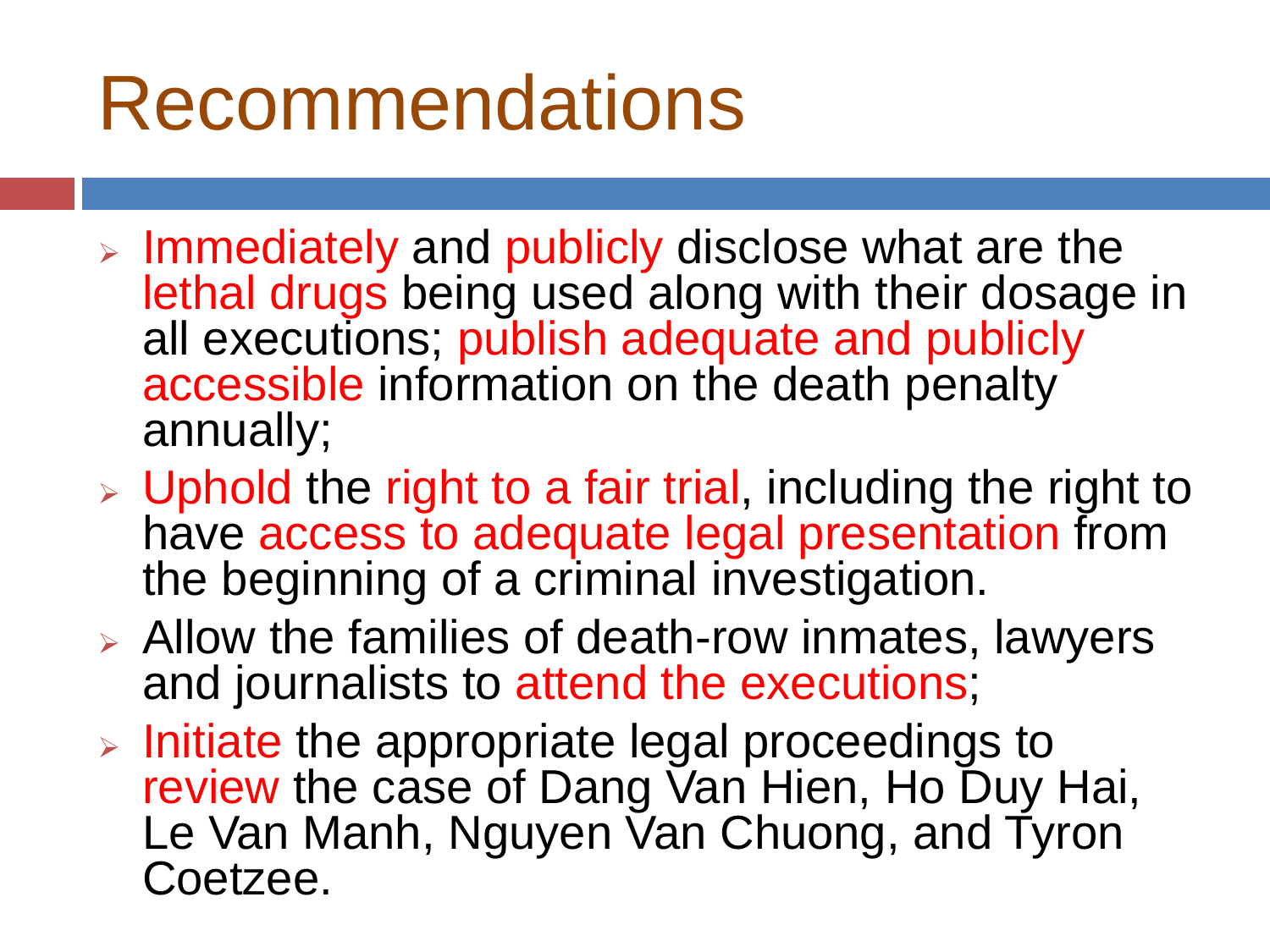# Recommendations

- Immediately and publicly disclose what are the lethal drugs being used along with their dosage in all executions; publish adequate and publicly accessible information on the death penalty annually;
- Uphold the right to a fair trial, including the right to have access to adequate legal presentation from the beginning of a criminal investigation.
- Allow the families of death-row inmates, lawyers and journalists to attend the executions;
- Initiate the appropriate legal proceedings to review the case of Dang Van Hien, Ho Duy Hai, Le Van Manh, Nguyen Van Chuong, and Tyron Coetzee.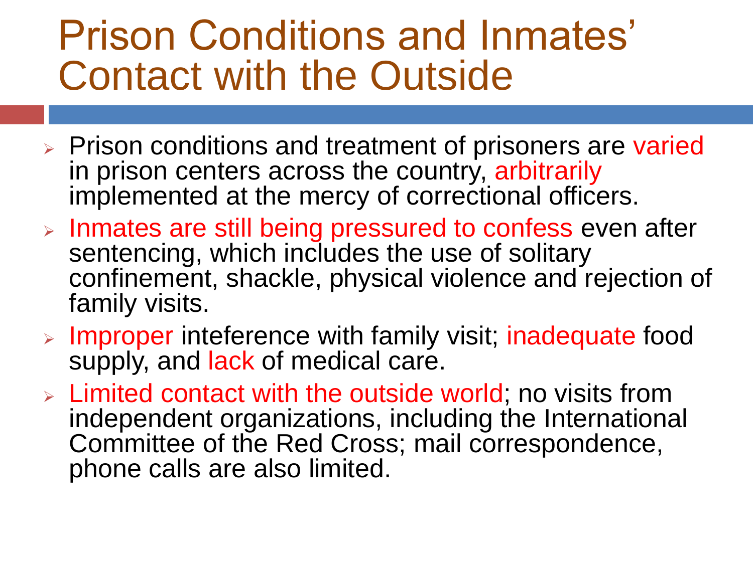# Prison Conditions and Inmates' Contact with the Outside

- Prison conditions and treatment of prisoners are varied in prison centers across the country, arbitrarily implemented at the mercy of correctional officers.
- Inmates are still being pressured to confess even after sentencing, which includes the use of solitary confinement, shackle, physical violence and rejection of family visits.
- Improper inteference with family visit; inadequate food supply, and lack of medical care.
- Limited contact with the outside world; no visits from independent organizations, including the International Committee of the Red Cross; mail correspondence, phone calls are also limited.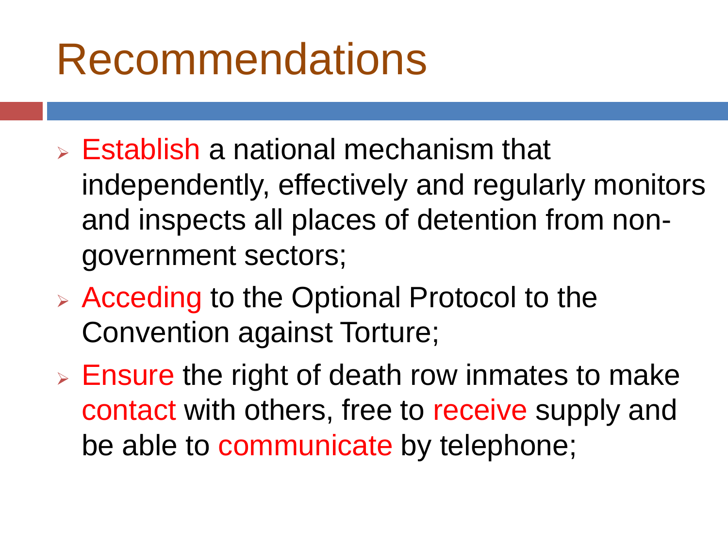# Recommendations

- Establish a national mechanism that independently, effectively and regularly monitors and inspects all places of detention from non-government sectors;
- Acceding to the Optional Protocol to the Convention against Torture;
- Ensure the right of death row inmates to make contact with others, free to receive supply and be able to communicate by telephone;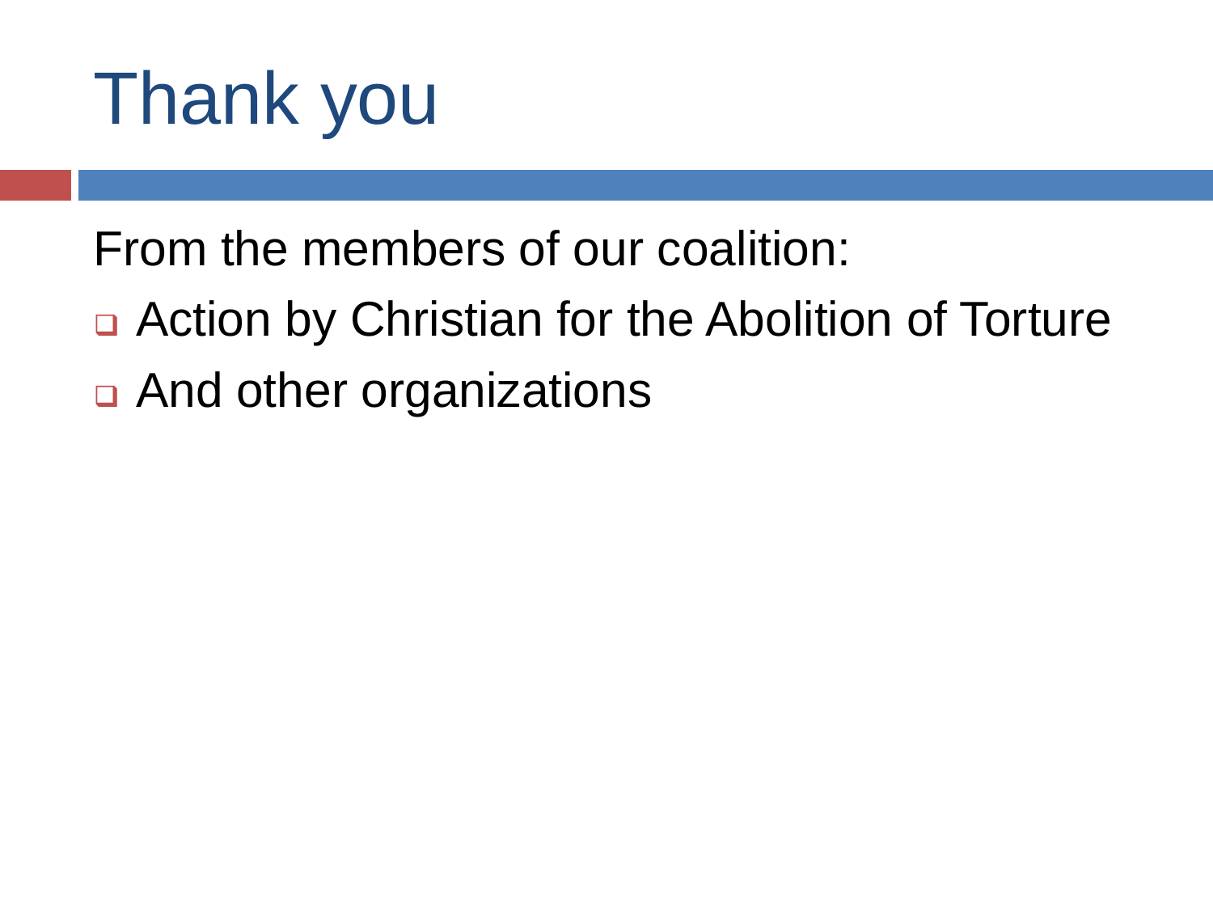# Thank you

From the members of our coalition:

- Action by Christian for the Abolition of Torture
- And other organizations